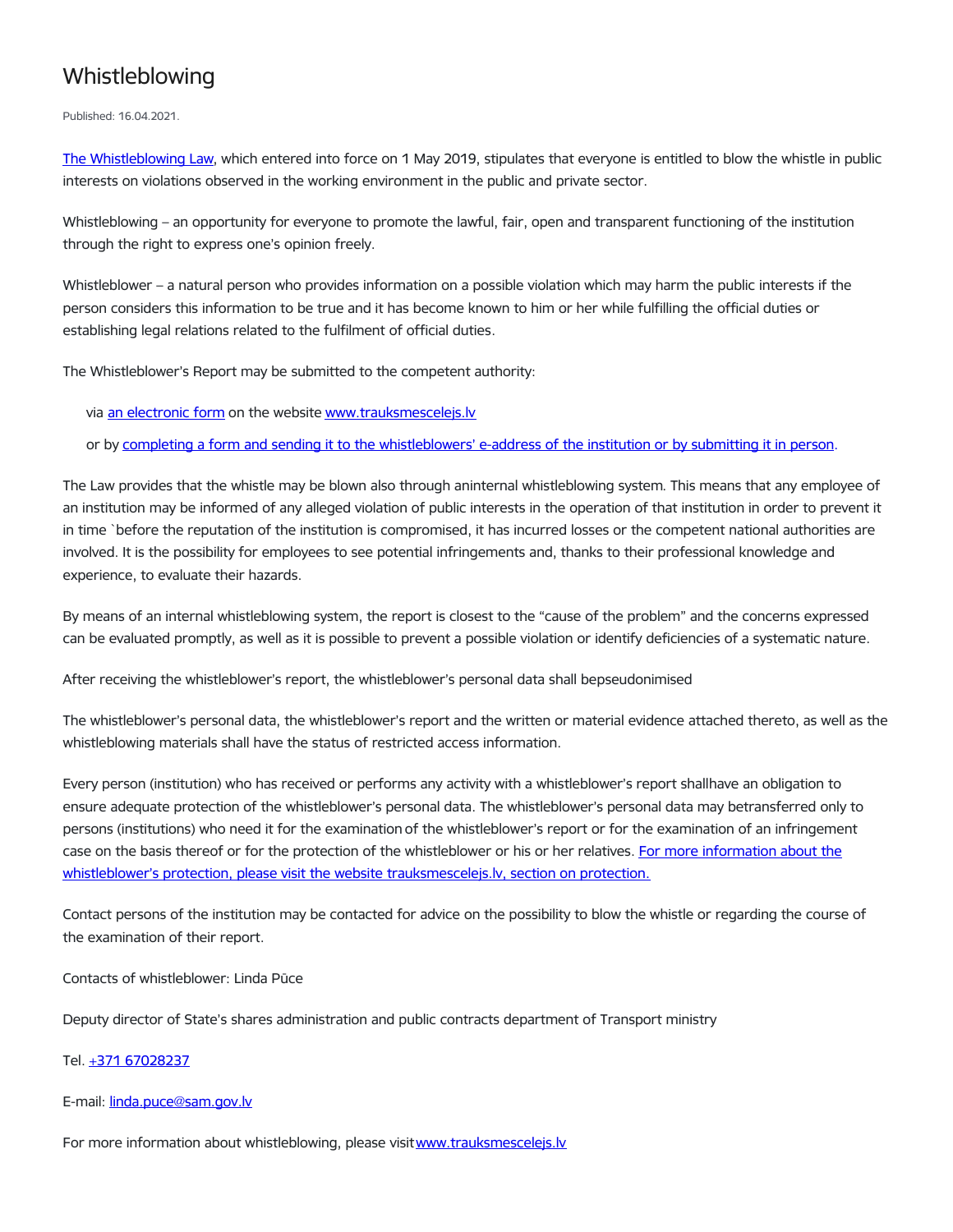# Whistleblowing

Published: 16.04.2021.

The Whistleblowing Law, which entered into force on 1 May 2019, stipulates that everyone is entitled to blow the whistle in public interests on violations observed in the working environment in the public and private sector.

Whistleblowing – an opportunity for everyone to promote the lawful, fair, open and transparent functioning of the institution through the right to express one's opinion freely.

Whistleblower – a natural person who provides information on a possible violation which may harm the public interests if the person considers this information to be true and it has become known to him or her while fulfilling the official duties or establishing legal relations related to the fulfilment of official duties.

The Whistleblower's Report may be submitted to the competent authority:

via an electronic form on the website www.trauksmescelejs.lv

or by completing a form and sending it to the whistleblowers' e-address of the institution or by submitting it in person.

The Law provides that the whistle may be blown also through aninternal whistleblowing system. This means that any employee of an institution may be informed of any alleged violation of public interests in the operation of that institution in order to prevent it in time `before the reputation of the institution is compromised, it has incurred losses or the competent national authorities are involved. It is the possibility for employees to see potential infringements and, thanks to their professional knowledge and experience, to evaluate their hazards.

By means of an internal whistleblowing system, the report is closest to the "cause of the problem" and the concerns expressed can be evaluated promptly, as well as it is possible to prevent a possible violation or identify deficiencies of a systematic nature.

After receiving the whistleblower's report, the whistleblower's personal data shall bepseudonimised

The whistleblower's personal data, the whistleblower's report and the written or material evidence attached thereto, as well as the whistleblowing materials shall have the status of restricted access information.

Every person (institution) who has received or performs any activity with a whistleblower's report shallhave an obligation to ensure adequate protection of the whistleblower's personal data. The whistleblower's personal data may betransferred only to persons (institutions) who need it for the examination of the whistleblower's report or for the examination of an infringement case on the basis thereof or for the protection of the whistleblower or his or her relatives. For more information about the whistleblower's protection, please visit the website trauksmescelejs.lv, section on protection.

Contact persons of the institution may be contacted for advice on the possibility to blow the whistle or regarding the course of the examination of their report.

Contacts of whistleblower: Linda Pūce

Deputy director of State's shares administration and public contracts department of Transport ministry

Tel. +371 67028237

E-mail: linda.puce@sam.gov.lv

For more information about whistleblowing, please visit www.trauksmescelejs.lv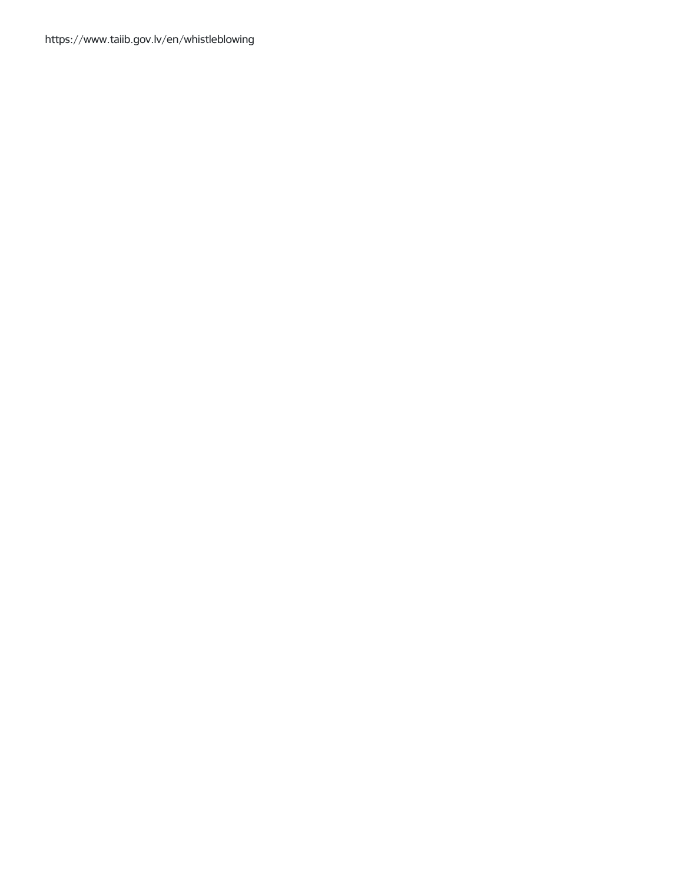https://www.taiib.gov.lv/en/whistleblowing